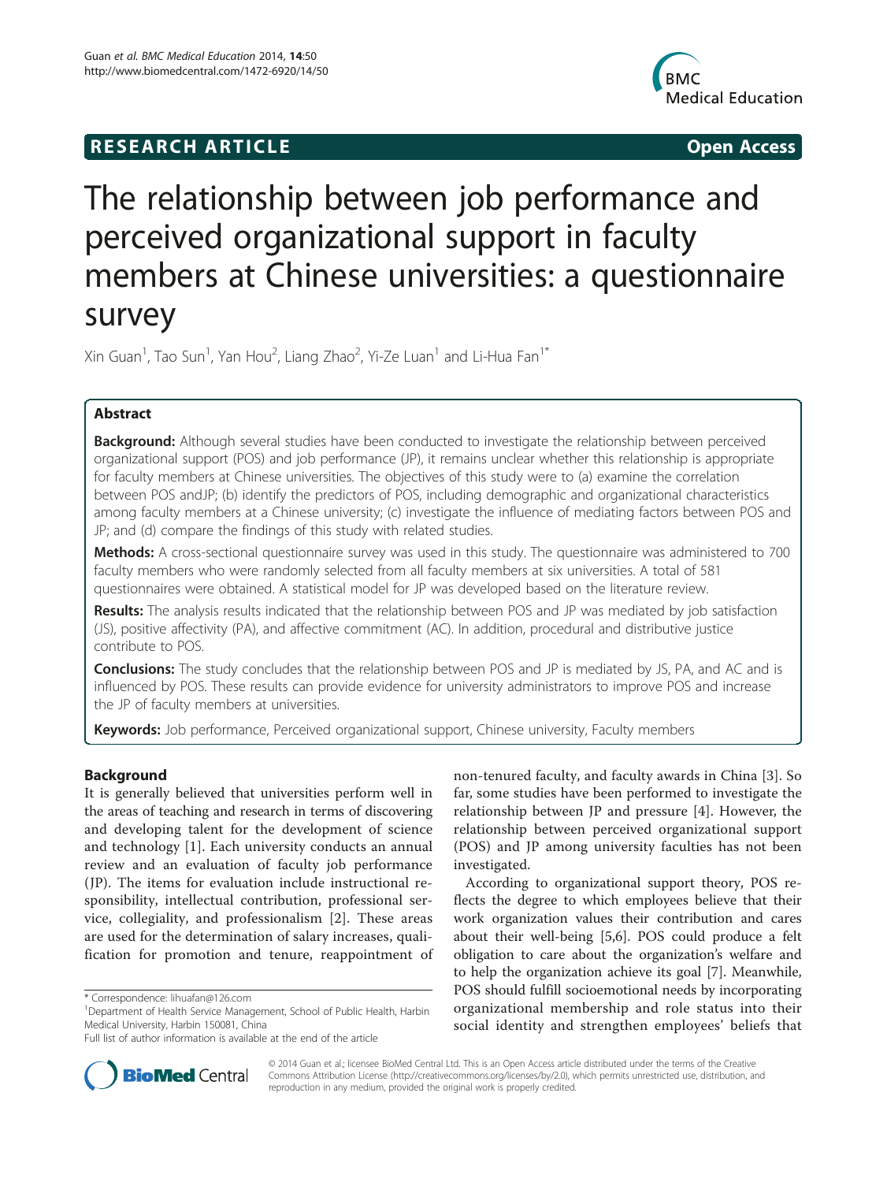**RESEARCH ARTICLE** **Open Access**

# The relationship between job performance and perceived organizational support in faculty members at Chinese universities: a questionnaire survey

Xin Guan[1], Tao Sun[1], Yan Hou[2], Liang Zhao[2], Yi-Ze Luan[1] and Li-Hua Fan[1*]

## Abstract

**Background:** Although several studies have been conducted to investigate the relationship between perceived organizational support (POS) and job performance (JP), it remains unclear whether this relationship is appropriate for faculty members at Chinese universities. The objectives of this study were to (a) examine the correlation between POS andJP; (b) identify the predictors of POS, including demographic and organizational characteristics among faculty members at a Chinese university; (c) investigate the influence of mediating factors between POS and JP; and (d) compare the findings of this study with related studies.

**Methods:** A cross-sectional questionnaire survey was used in this study. The questionnaire was administered to 700 faculty members who were randomly selected from all faculty members at six universities. A total of 581 questionnaires were obtained. A statistical model for JP was developed based on the literature review.

**Results:** The analysis results indicated that the relationship between POS and JP was mediated by job satisfaction (JS), positive affectivity (PA), and affective commitment (AC). In addition, procedural and distributive justice contribute to POS.

**Conclusions:** The study concludes that the relationship between POS and JP is mediated by JS, PA, and AC and is influenced by POS. These results can provide evidence for university administrators to improve POS and increase the JP of faculty members at universities.

**Keywords:** Job performance, Perceived organizational support, Chinese university, Faculty members

## Background

It is generally believed that universities perform well in the areas of teaching and research in terms of discovering and developing talent for the development of science and technology [1]. Each university conducts an annual review and an evaluation of faculty job performance (JP). The items for evaluation include instructional responsibility, intellectual contribution, professional service, collegiality, and professionalism [2]. These areas are used for the determination of salary increases, qualification for promotion and tenure, reappointment of non-tenured faculty, and faculty awards in China [3]. So far, some studies have been performed to investigate the relationship between JP and pressure [4]. However, the relationship between perceived organizational support (POS) and JP among university faculties has not been investigated.

According to organizational support theory, POS reflects the degree to which employees believe that their work organization values their contribution and cares about their well-being [5,6]. POS could produce a felt obligation to care about the organization's welfare and to help the organization achieve its goal [7]. Meanwhile, POS should fulfill socioemotional needs by incorporating organizational membership and role status into their social identity and strengthen employees' beliefs that

\* Correspondence: lihuafan@126.com
[1]Department of Health Service Management, School of Public Health, Harbin Medical University, Harbin 150081, China
Full list of author information is available at the end of the article

© 2014 Guan et al.; licensee BioMed Central Ltd. This is an Open Access article distributed under the terms of the Creative Commons Attribution License (http://creativecommons.org/licenses/by/2.0), which permits unrestricted use, distribution, and reproduction in any medium, provided the original work is properly credited.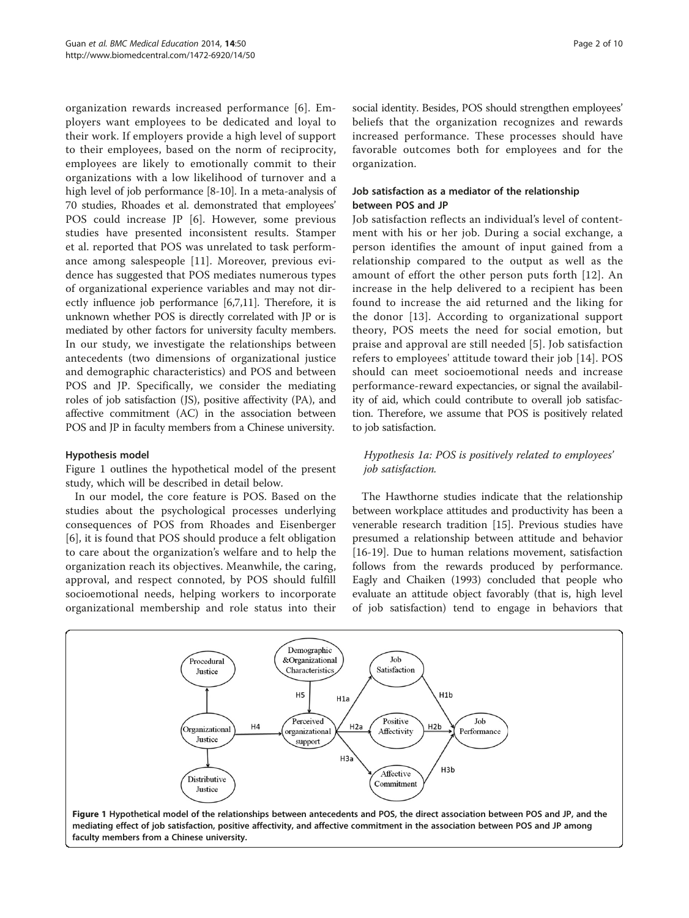organization rewards increased performance [6]. Employers want employees to be dedicated and loyal to their work. If employers provide a high level of support to their employees, based on the norm of reciprocity, employees are likely to emotionally commit to their organizations with a low likelihood of turnover and a high level of job performance [8-10]. In a meta-analysis of 70 studies, Rhoades et al. demonstrated that employees' POS could increase JP [6]. However, some previous studies have presented inconsistent results. Stamper et al. reported that POS was unrelated to task performance among salespeople [11]. Moreover, previous evidence has suggested that POS mediates numerous types of organizational experience variables and may not directly influence job performance [6,7,11]. Therefore, it is unknown whether POS is directly correlated with JP or is mediated by other factors for university faculty members. In our study, we investigate the relationships between antecedents (two dimensions of organizational justice and demographic characteristics) and POS and between POS and JP. Specifically, we consider the mediating roles of job satisfaction (JS), positive affectivity (PA), and affective commitment (AC) in the association between POS and JP in faculty members from a Chinese university.

### Hypothesis model

Figure 1 outlines the hypothetical model of the present study, which will be described in detail below.

In our model, the core feature is POS. Based on the studies about the psychological processes underlying consequences of POS from Rhoades and Eisenberger [6], it is found that POS should produce a felt obligation to care about the organization's welfare and to help the organization reach its objectives. Meanwhile, the caring, approval, and respect connoted, by POS should fulfill socioemotional needs, helping workers to incorporate organizational membership and role status into their social identity. Besides, POS should strengthen employees' beliefs that the organization recognizes and rewards increased performance. These processes should have favorable outcomes both for employees and for the organization.

### Job satisfaction as a mediator of the relationship between POS and JP

Job satisfaction reflects an individual's level of contentment with his or her job. During a social exchange, a person identifies the amount of input gained from a relationship compared to the output as well as the amount of effort the other person puts forth [12]. An increase in the help delivered to a recipient has been found to increase the aid returned and the liking for the donor [13]. According to organizational support theory, POS meets the need for social emotion, but praise and approval are still needed [5]. Job satisfaction refers to employees' attitude toward their job [14]. POS should can meet socioemotional needs and increase performance-reward expectancies, or signal the availability of aid, which could contribute to overall job satisfaction. Therefore, we assume that POS is positively related to job satisfaction.

*Hypothesis 1a: POS is positively related to employees' job satisfaction.*

The Hawthorne studies indicate that the relationship between workplace attitudes and productivity has been a venerable research tradition [15]. Previous studies have presumed a relationship between attitude and behavior [16-19]. Due to human relations movement, satisfaction follows from the rewards produced by performance. Eagly and Chaiken (1993) concluded that people who evaluate an attitude object favorably (that is, high level of job satisfaction) tend to engage in behaviors that

**Figure 1 Hypothetical model of the relationships between antecedents and POS, the direct association between POS and JP, and the mediating effect of job satisfaction, positive affectivity, and affective commitment in the association between POS and JP among faculty members from a Chinese university.**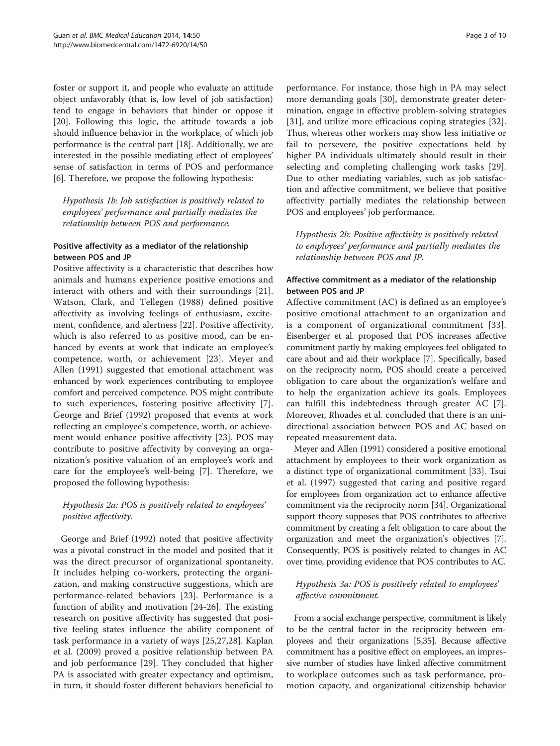foster or support it, and people who evaluate an attitude object unfavorably (that is, low level of job satisfaction) tend to engage in behaviors that hinder or oppose it [20]. Following this logic, the attitude towards a job should influence behavior in the workplace, of which job performance is the central part [18]. Additionally, we are interested in the possible mediating effect of employees' sense of satisfaction in terms of POS and performance [6]. Therefore, we propose the following hypothesis:

*Hypothesis 1b: Job satisfaction is positively related to employees' performance and partially mediates the relationship between POS and performance.*

### Positive affectivity as a mediator of the relationship between POS and JP

Positive affectivity is a characteristic that describes how animals and humans experience positive emotions and interact with others and with their surroundings [21]. Watson, Clark, and Tellegen (1988) defined positive affectivity as involving feelings of enthusiasm, excitement, confidence, and alertness [22]. Positive affectivity, which is also referred to as positive mood, can be enhanced by events at work that indicate an employee's competence, worth, or achievement [23]. Meyer and Allen (1991) suggested that emotional attachment was enhanced by work experiences contributing to employee comfort and perceived competence. POS might contribute to such experiences, fostering positive affectivity [7]. George and Brief (1992) proposed that events at work reflecting an employee's competence, worth, or achievement would enhance positive affectivity [23]. POS may contribute to positive affectivity by conveying an organization's positive valuation of an employee's work and care for the employee's well-being [7]. Therefore, we proposed the following hypothesis:

*Hypothesis 2a: POS is positively related to employees' positive affectivity.*

George and Brief (1992) noted that positive affectivity was a pivotal construct in the model and posited that it was the direct precursor of organizational spontaneity. It includes helping co-workers, protecting the organization, and making constructive suggestions, which are performance-related behaviors [23]. Performance is a function of ability and motivation [24-26]. The existing research on positive affectivity has suggested that positive feeling states influence the ability component of task performance in a variety of ways [25,27,28]. Kaplan et al. (2009) proved a positive relationship between PA and job performance [29]. They concluded that higher PA is associated with greater expectancy and optimism, in turn, it should foster different behaviors beneficial to performance. For instance, those high in PA may select more demanding goals [30], demonstrate greater determination, engage in effective problem-solving strategies [31], and utilize more efficacious coping strategies [32]. Thus, whereas other workers may show less initiative or fail to persevere, the positive expectations held by higher PA individuals ultimately should result in their selecting and completing challenging work tasks [29]. Due to other mediating variables, such as job satisfaction and affective commitment, we believe that positive affectivity partially mediates the relationship between POS and employees' job performance.

*Hypothesis 2b: Positive affectivity is positively related to employees' performance and partially mediates the relationship between POS and JP.*

### Affective commitment as a mediator of the relationship between POS and JP

Affective commitment (AC) is defined as an employee's positive emotional attachment to an organization and is a component of organizational commitment [33]. Eisenberger et al. proposed that POS increases affective commitment partly by making employees feel obligated to care about and aid their workplace [7]. Specifically, based on the reciprocity norm, POS should create a perceived obligation to care about the organization's welfare and to help the organization achieve its goals. Employees can fulfill this indebtedness through greater AC [7]. Moreover, Rhoades et al. concluded that there is an unidirectional association between POS and AC based on repeated measurement data.

Meyer and Allen (1991) considered a positive emotional attachment by employees to their work organization as a distinct type of organizational commitment [33]. Tsui et al. (1997) suggested that caring and positive regard for employees from organization act to enhance affective commitment via the reciprocity norm [34]. Organizational support theory supposes that POS contributes to affective commitment by creating a felt obligation to care about the organization and meet the organization's objectives [7]. Consequently, POS is positively related to changes in AC over time, providing evidence that POS contributes to AC.

*Hypothesis 3a: POS is positively related to employees' affective commitment.*

From a social exchange perspective, commitment is likely to be the central factor in the reciprocity between employees and their organizations [5,35]. Because affective commitment has a positive effect on employees, an impressive number of studies have linked affective commitment to workplace outcomes such as task performance, promotion capacity, and organizational citizenship behavior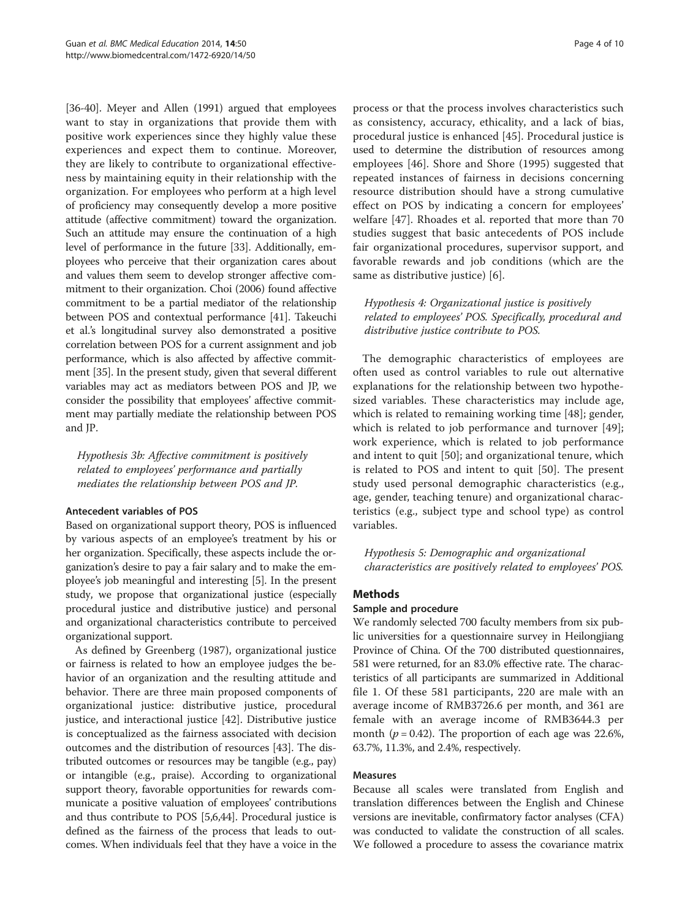[36-40]. Meyer and Allen (1991) argued that employees want to stay in organizations that provide them with positive work experiences since they highly value these experiences and expect them to continue. Moreover, they are likely to contribute to organizational effectiveness by maintaining equity in their relationship with the organization. For employees who perform at a high level of proficiency may consequently develop a more positive attitude (affective commitment) toward the organization. Such an attitude may ensure the continuation of a high level of performance in the future [33]. Additionally, employees who perceive that their organization cares about and values them seem to develop stronger affective commitment to their organization. Choi (2006) found affective commitment to be a partial mediator of the relationship between POS and contextual performance [41]. Takeuchi et al.'s longitudinal survey also demonstrated a positive correlation between POS for a current assignment and job performance, which is also affected by affective commitment [35]. In the present study, given that several different variables may act as mediators between POS and JP, we consider the possibility that employees' affective commitment may partially mediate the relationship between POS and JP.

*Hypothesis 3b: Affective commitment is positively related to employees' performance and partially mediates the relationship between POS and JP.*

### Antecedent variables of POS

Based on organizational support theory, POS is influenced by various aspects of an employee's treatment by his or her organization. Specifically, these aspects include the organization's desire to pay a fair salary and to make the employee's job meaningful and interesting [5]. In the present study, we propose that organizational justice (especially procedural justice and distributive justice) and personal and organizational characteristics contribute to perceived organizational support.

As defined by Greenberg (1987), organizational justice or fairness is related to how an employee judges the behavior of an organization and the resulting attitude and behavior. There are three main proposed components of organizational justice: distributive justice, procedural justice, and interactional justice [42]. Distributive justice is conceptualized as the fairness associated with decision outcomes and the distribution of resources [43]. The distributed outcomes or resources may be tangible (e.g., pay) or intangible (e.g., praise). According to organizational support theory, favorable opportunities for rewards communicate a positive valuation of employees' contributions and thus contribute to POS [5,6,44]. Procedural justice is defined as the fairness of the process that leads to outcomes. When individuals feel that they have a voice in the process or that the process involves characteristics such as consistency, accuracy, ethicality, and a lack of bias, procedural justice is enhanced [45]. Procedural justice is used to determine the distribution of resources among employees [46]. Shore and Shore (1995) suggested that repeated instances of fairness in decisions concerning resource distribution should have a strong cumulative effect on POS by indicating a concern for employees' welfare [47]. Rhoades et al. reported that more than 70 studies suggest that basic antecedents of POS include fair organizational procedures, supervisor support, and favorable rewards and job conditions (which are the same as distributive justice) [6].

*Hypothesis 4: Organizational justice is positively related to employees' POS. Specifically, procedural and distributive justice contribute to POS.*

The demographic characteristics of employees are often used as control variables to rule out alternative explanations for the relationship between two hypothesized variables. These characteristics may include age, which is related to remaining working time [48]; gender, which is related to job performance and turnover [49]; work experience, which is related to job performance and intent to quit [50]; and organizational tenure, which is related to POS and intent to quit [50]. The present study used personal demographic characteristics (e.g., age, gender, teaching tenure) and organizational characteristics (e.g., subject type and school type) as control variables.

*Hypothesis 5: Demographic and organizational characteristics are positively related to employees' POS.*

## Methods

### Sample and procedure

We randomly selected 700 faculty members from six public universities for a questionnaire survey in Heilongjiang Province of China. Of the 700 distributed questionnaires, 581 were returned, for an 83.0% effective rate. The characteristics of all participants are summarized in Additional file 1. Of these 581 participants, 220 are male with an average income of RMB3726.6 per month, and 361 are female with an average income of RMB3644.3 per month ($p = 0.42$). The proportion of each age was 22.6%, 63.7%, 11.3%, and 2.4%, respectively.

### Measures

Because all scales were translated from English and translation differences between the English and Chinese versions are inevitable, confirmatory factor analyses (CFA) was conducted to validate the construction of all scales. We followed a procedure to assess the covariance matrix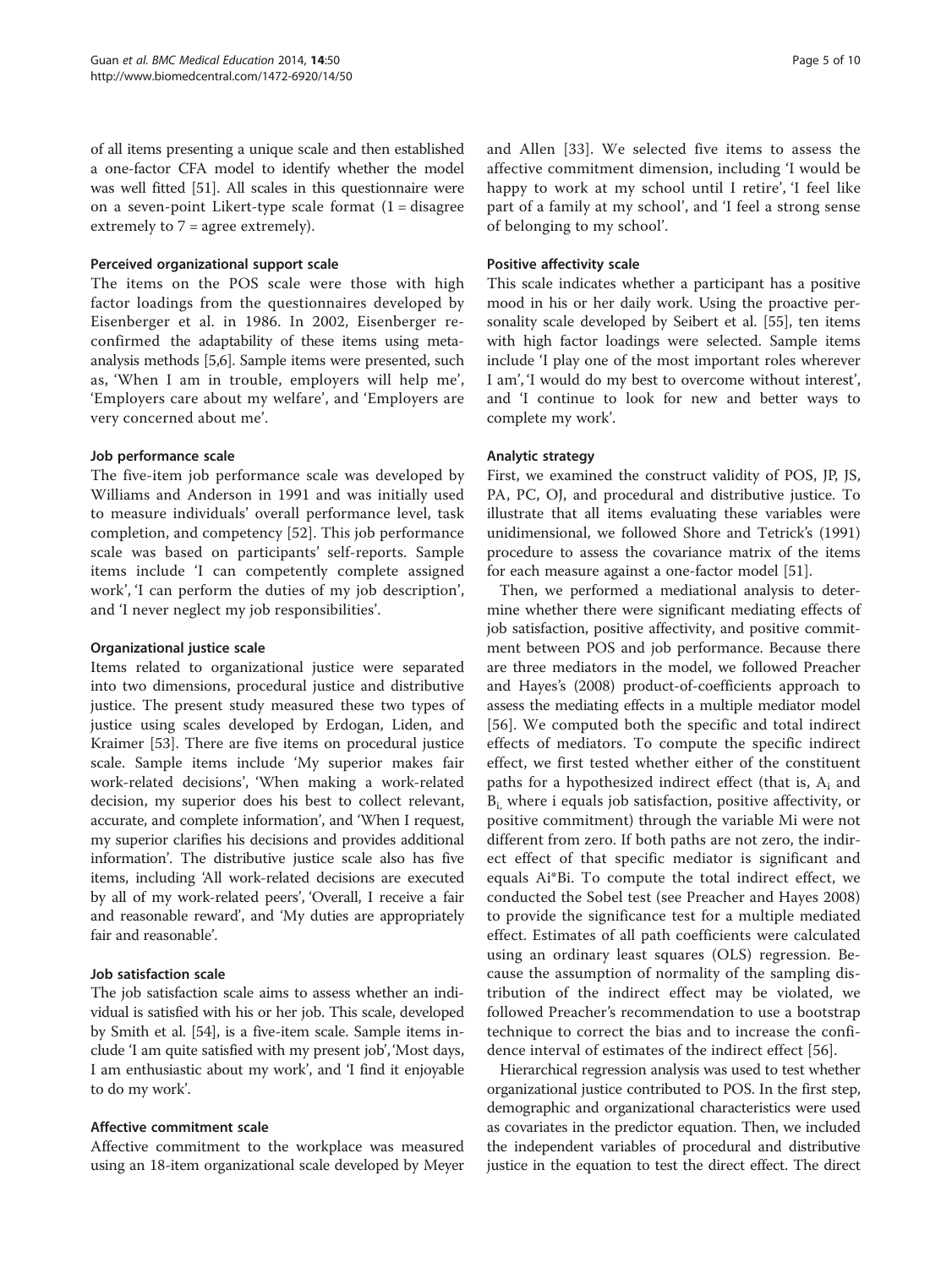of all items presenting a unique scale and then established a one-factor CFA model to identify whether the model was well fitted [51]. All scales in this questionnaire were on a seven-point Likert-type scale format (1 = disagree extremely to 7 = agree extremely).

#### Perceived organizational support scale

The items on the POS scale were those with high factor loadings from the questionnaires developed by Eisenberger et al. in 1986. In 2002, Eisenberger reconfirmed the adaptability of these items using meta-analysis methods [5,6]. Sample items were presented, such as, 'When I am in trouble, employers will help me', 'Employers care about my welfare', and 'Employers are very concerned about me'.

#### Job performance scale

The five-item job performance scale was developed by Williams and Anderson in 1991 and was initially used to measure individuals' overall performance level, task completion, and competency [52]. This job performance scale was based on participants' self-reports. Sample items include 'I can competently complete assigned work', 'I can perform the duties of my job description', and 'I never neglect my job responsibilities'.

#### Organizational justice scale

Items related to organizational justice were separated into two dimensions, procedural justice and distributive justice. The present study measured these two types of justice using scales developed by Erdogan, Liden, and Kraimer [53]. There are five items on procedural justice scale. Sample items include 'My superior makes fair work-related decisions', 'When making a work-related decision, my superior does his best to collect relevant, accurate, and complete information', and 'When I request, my superior clarifies his decisions and provides additional information'. The distributive justice scale also has five items, including 'All work-related decisions are executed by all of my work-related peers', 'Overall, I receive a fair and reasonable reward', and 'My duties are appropriately fair and reasonable'.

#### Job satisfaction scale

The job satisfaction scale aims to assess whether an individual is satisfied with his or her job. This scale, developed by Smith et al. [54], is a five-item scale. Sample items include 'I am quite satisfied with my present job', 'Most days, I am enthusiastic about my work', and 'I find it enjoyable to do my work'.

#### Affective commitment scale

Affective commitment to the workplace was measured using an 18-item organizational scale developed by Meyer and Allen [33]. We selected five items to assess the affective commitment dimension, including 'I would be happy to work at my school until I retire', 'I feel like part of a family at my school', and 'I feel a strong sense of belonging to my school'.

#### Positive affectivity scale

This scale indicates whether a participant has a positive mood in his or her daily work. Using the proactive personality scale developed by Seibert et al. [55], ten items with high factor loadings were selected. Sample items include 'I play one of the most important roles wherever I am', 'I would do my best to overcome without interest', and 'I continue to look for new and better ways to complete my work'.

#### Analytic strategy

First, we examined the construct validity of POS, JP, JS, PA, PC, OJ, and procedural and distributive justice. To illustrate that all items evaluating these variables were unidimensional, we followed Shore and Tetrick's (1991) procedure to assess the covariance matrix of the items for each measure against a one-factor model [51].

Then, we performed a mediational analysis to determine whether there were significant mediating effects of job satisfaction, positive affectivity, and positive commitment between POS and job performance. Because there are three mediators in the model, we followed Preacher and Hayes's (2008) product-of-coefficients approach to assess the mediating effects in a multiple mediator model [56]. We computed both the specific and total indirect effects of mediators. To compute the specific indirect effect, we first tested whether either of the constituent paths for a hypothesized indirect effect (that is, $A_i$ and $B_i$, where i equals job satisfaction, positive affectivity, or positive commitment) through the variable Mi were not different from zero. If both paths are not zero, the indirect effect of that specific mediator is significant and equals Ai*Bi. To compute the total indirect effect, we conducted the Sobel test (see Preacher and Hayes 2008) to provide the significance test for a multiple mediated effect. Estimates of all path coefficients were calculated using an ordinary least squares (OLS) regression. Because the assumption of normality of the sampling distribution of the indirect effect may be violated, we followed Preacher's recommendation to use a bootstrap technique to correct the bias and to increase the confidence interval of estimates of the indirect effect [56].

Hierarchical regression analysis was used to test whether organizational justice contributed to POS. In the first step, demographic and organizational characteristics were used as covariates in the predictor equation. Then, we included the independent variables of procedural and distributive justice in the equation to test the direct effect. The direct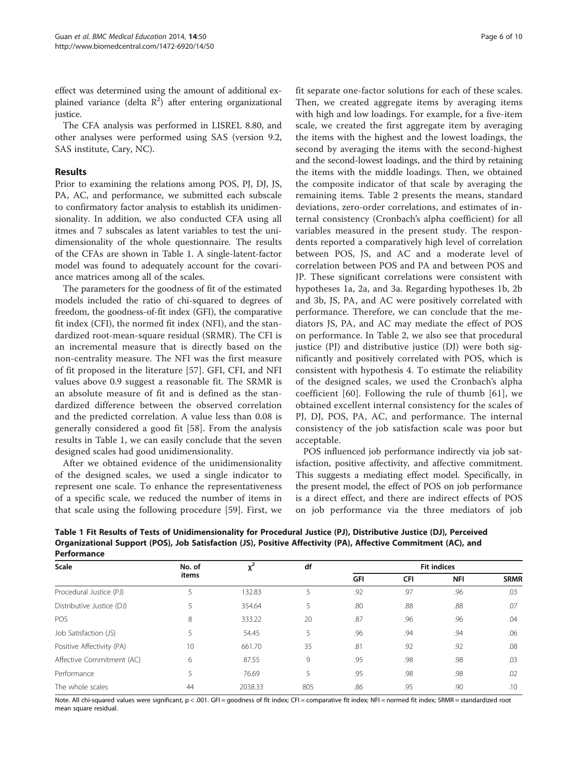effect was determined using the amount of additional explained variance (delta $R^2$) after entering organizational justice.

The CFA analysis was performed in LISREL 8.80, and other analyses were performed using SAS (version 9.2, SAS institute, Cary, NC).

## Results

Prior to examining the relations among POS, PJ, DJ, JS, PA, AC, and performance, we submitted each subscale to confirmatory factor analysis to establish its unidimensionality. In addition, we also conducted CFA using all itmes and 7 subscales as latent variables to test the unidimensionality of the whole questionnaire. The results of the CFAs are shown in Table 1. A single-latent-factor model was found to adequately account for the covariance matrices among all of the scales.

The parameters for the goodness of fit of the estimated models included the ratio of chi-squared to degrees of freedom, the goodness-of-fit index (GFI), the comparative fit index (CFI), the normed fit index (NFI), and the standardized root-mean-square residual (SRMR). The CFI is an incremental measure that is directly based on the non-centrality measure. The NFI was the first measure of fit proposed in the literature [57]. GFI, CFI, and NFI values above 0.9 suggest a reasonable fit. The SRMR is an absolute measure of fit and is defined as the standardized difference between the observed correlation and the predicted correlation. A value less than 0.08 is generally considered a good fit [58]. From the analysis results in Table 1, we can easily conclude that the seven designed scales had good unidimensionality.

After we obtained evidence of the unidimensionality of the designed scales, we used a single indicator to represent one scale. To enhance the representativeness of a specific scale, we reduced the number of items in that scale using the following procedure [59]. First, we fit separate one-factor solutions for each of these scales. Then, we created aggregate items by averaging items with high and low loadings. For example, for a five-item scale, we created the first aggregate item by averaging the items with the highest and the lowest loadings, the second by averaging the items with the second-highest and the second-lowest loadings, and the third by retaining the items with the middle loadings. Then, we obtained the composite indicator of that scale by averaging the remaining items. Table 2 presents the means, standard deviations, zero-order correlations, and estimates of internal consistency (Cronbach's alpha coefficient) for all variables measured in the present study. The respondents reported a comparatively high level of correlation between POS, JS, and AC and a moderate level of correlation between POS and PA and between POS with JP. These significant correlations were consistent with hypotheses 1a, 2a, and 3a. Regarding hypotheses 1b, 2b and 3b, JS, PA, and AC were positively correlated with performance. Therefore, we can conclude that the mediators JS, PA, and AC may mediate the effect of POS on performance. In Table 2, we also see that procedural justice (PJ) and distributive justice (DJ) were both significantly and positively correlated with POS, which is consistent with hypothesis 4. To estimate the reliability of the designed scales, we used the Cronbach's alpha coefficient [60]. Following the rule of thumb [61], we obtained excellent internal consistency for the scales of PJ, DJ, POS, PA, AC, and performance. The internal consistency of the job satisfaction scale was poor but acceptable.

POS influenced job performance indirectly via job satisfaction, positive affectivity, and affective commitment. This suggests a mediating effect model. Specifically, in the present model, the effect of POS on job performance is a direct effect, and there are indirect effects of POS on job performance via the three mediators of job

**Table 1 Fit Results of Tests of Unidimensionality for Procedural Justice (PJ), Distributive Justice (DJ), Perceived Organizational Support (POS), Job Satisfaction (JS), Positive Affectivity (PA), Affective Commitment (AC), and Performance**

| Scale | No. of items | $\chi^2$ | df | Fit indices | | | |
|---|---|---|---|---|---|---|---|
| | | | | GFI | CFI | NFI | SRMR |
| Procedural Justice (PJ) | 5 | 132.83 | 5 | .92 | .97 | .96 | .03 |
| Distributive Justice (DJ) | 5 | 354.64 | 5 | .80 | .88 | .88 | .07 |
| POS | 8 | 333.22 | 20 | .87 | .96 | .96 | .04 |
| Job Satisfaction (JS) | 5 | 54.45 | 5 | .96 | .94 | .94 | .06 |
| Positive Affectivity (PA) | 10 | 661.70 | 35 | .81 | .92 | .92 | .08 |
| Affective Commitment (AC) | 6 | 87.55 | 9 | .95 | .98 | .98 | .03 |
| Performance | 5 | 76.69 | 5 | .95 | .98 | .98 | .02 |
| The whole scales | 44 | 2038.33 | 805 | .86 | .95 | .90 | .10 |

Note. All chi-squared values were significant, $p < .001$. GFI = goodness of fit index; CFI = comparative fit index; NFI = normed fit index; SRMR = standardized root mean square residual.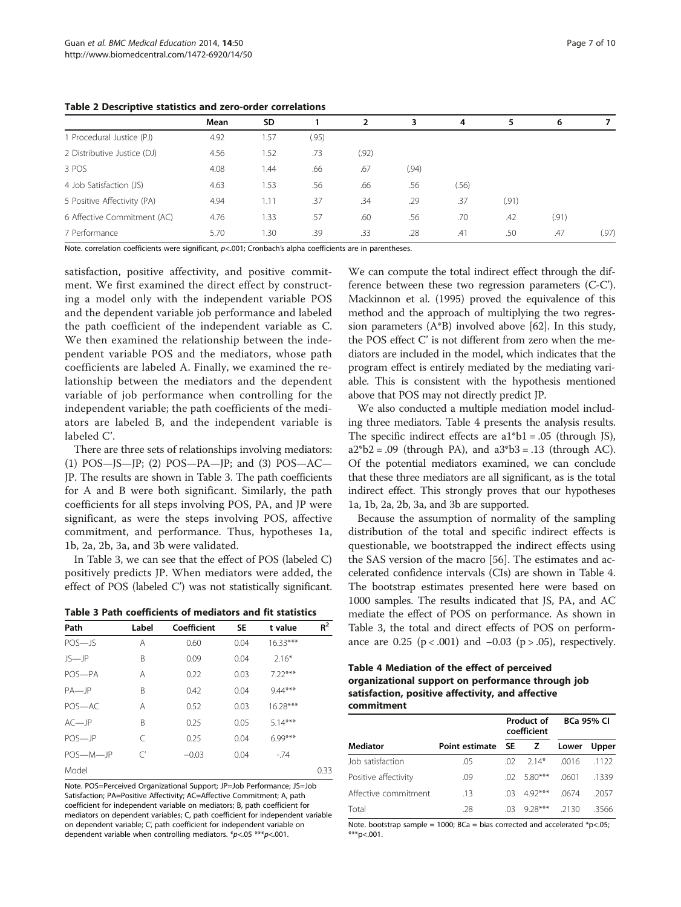**Table 2 Descriptive statistics and zero-order correlations**

| | Mean | SD | 1 | 2 | 3 | 4 | 5 | 6 | 7 |
|---|---|---|---|---|---|---|---|---|---|
| 1 Procedural Justice (PJ) | 4.92 | 1.57 | (.95) | | | | | | |
| 2 Distributive Justice (DJ) | 4.56 | 1.52 | .73 | (.92) | | | | | |
| 3 POS | 4.08 | 1.44 | .66 | .67 | (.94) | | | | |
| 4 Job Satisfaction (JS) | 4.63 | 1.53 | .56 | .66 | .56 | (.56) | | | |
| 5 Positive Affectivity (PA) | 4.94 | 1.11 | .37 | .34 | .29 | .37 | (.91) | | |
| 6 Affective Commitment (AC) | 4.76 | 1.33 | .57 | .60 | .56 | .70 | .42 | (.91) | |
| 7 Performance | 5.70 | 1.30 | .39 | .33 | .28 | .41 | .50 | .47 | (.97) |

Note. correlation coefficients were significant, $p<.001$; Cronbach's alpha coefficients are in parentheses.

satisfaction, positive affectivity, and positive commitment. We first examined the direct effect by constructing a model only with the independent variable POS and the dependent variable job performance and labeled the path coefficient of the independent variable as C. We then examined the relationship between the independent variable POS and the mediators, whose path coefficients are labeled A. Finally, we examined the relationship between the mediators and the dependent variable of job performance when controlling for the independent variable; the path coefficients of the mediators are labeled B, and the independent variable is labeled C'.

There are three sets of relationships involving mediators: (1) POS—JS—JP; (2) POS—PA—JP; and (3) POS—AC—JP. The results are shown in Table 3. The path coefficients for A and B were both significant. Similarly, the path coefficients for all steps involving POS, PA, and JP were significant, as were the steps involving POS, affective commitment, and performance. Thus, hypotheses 1a, 1b, 2a, 2b, 3a, and 3b were validated.

In Table 3, we can see that the effect of POS (labeled C) positively predicts JP. When mediators were added, the effect of POS (labeled C') was not statistically significant.

**Table 3 Path coefficients of mediators and fit statistics**

| Path | Label | Coefficient | SE | t value | $R^2$ |
|---|---|---|---|---|---|
| POS—JS | A | 0.60 | 0.04 | 16.33*** | |
| JS—JP | B | 0.09 | 0.04 | 2.16* | |
| POS—PA | A | 0.22 | 0.03 | 7.22*** | |
| PA—JP | B | 0.42 | 0.04 | 9.44*** | |
| POS—AC | A | 0.52 | 0.03 | 16.28*** | |
| AC—JP | B | 0.25 | 0.05 | 5.14*** | |
| POS—JP | C | 0.25 | 0.04 | 6.99*** | |
| POS—M—JP | C' | −0.03 | 0.04 | -.74 | |
| Model | | | | | 0.33 |

Note. POS=Perceived Organizational Support; JP=Job Performance; JS=Job Satisfaction; PA=Positive Affectivity; AC=Affective Commitment; A, path coefficient for independent variable on mediators; B, path coefficient for mediators on dependent variables; C, path coefficient for independent variable on dependent variable; C', path coefficient for independent variable on dependent variable when controlling mediators. *$p<.05$ ***$p<.001$.

We can compute the total indirect effect through the difference between these two regression parameters (C-C'). Mackinnon et al. (1995) proved the equivalence of this method and the approach of multiplying the two regression parameters (A*B) involved above [62]. In this study, the POS effect C' is not different from zero when the mediators are included in the model, which indicates that the program effect is entirely mediated by the mediating variable. This is consistent with the hypothesis mentioned above that POS may not directly predict JP.

We also conducted a multiple mediation model including three mediators. Table 4 presents the analysis results. The specific indirect effects are $a1*b1 = .05$ (through JS), $a2*b2 = .09$ (through PA), and $a3*b3 = .13$ (through AC). Of the potential mediators examined, we can conclude that these three mediators are all significant, as is the total indirect effect. This strongly proves that our hypotheses 1a, 1b, 2a, 2b, 3a, and 3b are supported.

Because the assumption of normality of the sampling distribution of the total and specific indirect effects is questionable, we bootstrapped the indirect effects using the SAS version of the macro [56]. The estimates and accelerated confidence intervals (CIs) are shown in Table 4. The bootstrap estimates presented here were based on 1000 samples. The results indicated that JS, PA, and AC mediate the effect of POS on performance. As shown in Table 3, the total and direct effects of POS on performance are 0.25 ($p < .001$) and −0.03 ($p > .05$), respectively.

**Table 4 Mediation of the effect of perceived organizational support on performance through job satisfaction, positive affectivity, and affective commitment**

| | | Product of coefficient | | BCa 95% CI | |
|---|---|---|---|---|---|
| Mediator | Point estimate | SE | Z | Lower | Upper |
| Job satisfaction | .05 | .02 | 2.14* | .0016 | .1122 |
| Positive affectivity | .09 | .02 | 5.80*** | .0601 | .1339 |
| Affective commitment | .13 | .03 | 4.92*** | .0674 | .2057 |
| Total | .28 | .03 | 9.28*** | .2130 | .3566 |

Note. bootstrap sample = 1000; BCa = bias corrected and accelerated *$p<.05$; ***$p<.001$.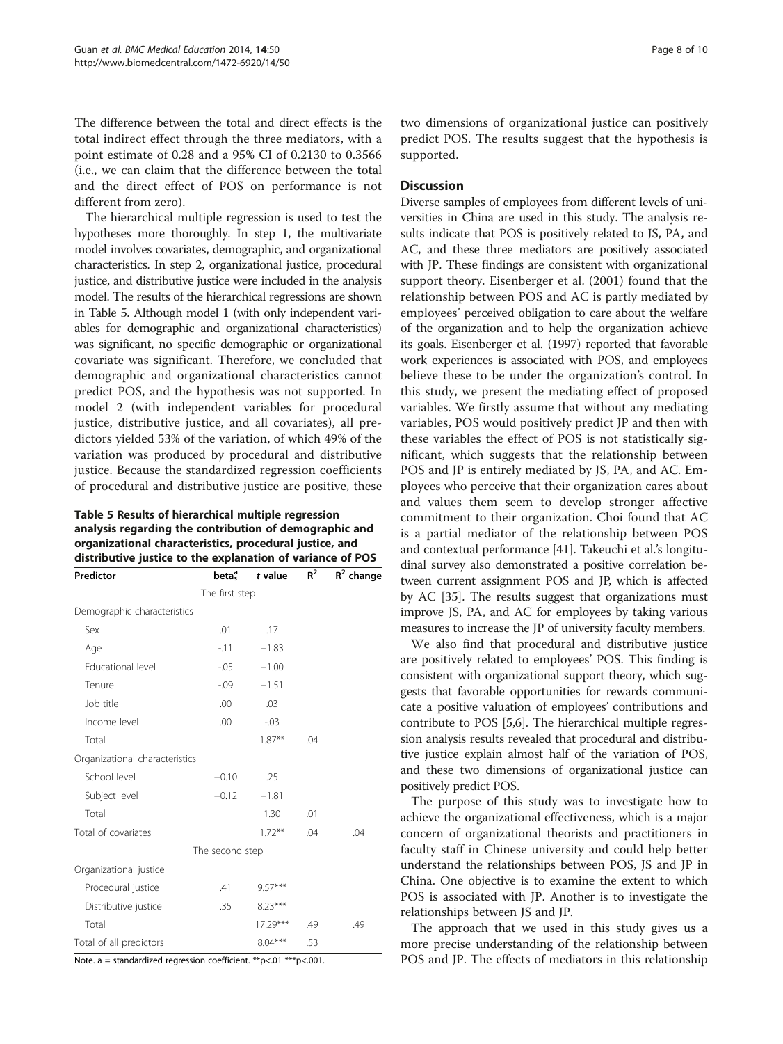The difference between the total and direct effects is the total indirect effect through the three mediators, with a point estimate of 0.28 and a 95% CI of 0.2130 to 0.3566 (i.e., we can claim that the difference between the total and the direct effect of POS on performance is not different from zero).

The hierarchical multiple regression is used to test the hypotheses more thoroughly. In step 1, the multivariate model involves covariates, demographic, and organizational characteristics. In step 2, organizational justice, procedural justice, and distributive justice were included in the analysis model. The results of the hierarchical regressions are shown in Table 5. Although model 1 (with only independent variables for demographic and organizational characteristics) was significant, no specific demographic or organizational covariate was significant. Therefore, we concluded that demographic and organizational characteristics cannot predict POS, and the hypothesis was not supported. In model 2 (with independent variables for procedural justice, distributive justice, and all covariates), all predictors yielded 53% of the variation, of which 49% of the variation was produced by procedural and distributive justice. Because the standardized regression coefficients of procedural and distributive justice are positive, these two dimensions of organizational justice can positively predict POS. The results suggest that the hypothesis is supported.

**Table 5 Results of hierarchical multiple regression analysis regarding the contribution of demographic and organizational characteristics, procedural justice, and distributive justice to the explanation of variance of POS**

| Predictor | $beta_s^a$ | *t* value | $R^2$ | $R^2$ change |
|---|---|---|---|---|
| The first step | | | | |
| Demographic characteristics | | | | |
| Sex | .01 | .17 | | |
| Age | -.11 | −1.83 | | |
| Educational level | -.05 | −1.00 | | |
| Tenure | -.09 | −1.51 | | |
| Job title | .00 | .03 | | |
| Income level | .00 | -.03 | | |
| Total | | 1.87** | .04 | |
| Organizational characteristics | | | | |
| School level | −0.10 | .25 | | |
| Subject level | −0.12 | −1.81 | | |
| Total | | 1.30 | .01 | |
| Total of covariates | | 1.72** | .04 | .04 |
| The second step | | | | |
| Organizational justice | | | | |
| Procedural justice | .41 | 9.57*** | | |
| Distributive justice | .35 | 8.23*** | | |
| Total | | 17.29*** | .49 | .49 |
| Total of all predictors | | 8.04*** | .53 | |

Note. a = standardized regression coefficient. **p<.01 ***p<.001.

## Discussion

Diverse samples of employees from different levels of universities in China are used in this study. The analysis results indicate that POS is positively related to JS, PA, and AC, and these three mediators are positively associated with JP. These findings are consistent with organizational support theory. Eisenberger et al. (2001) found that the relationship between POS and AC is partly mediated by employees' perceived obligation to care about the welfare of the organization and to help the organization achieve its goals. Eisenberger et al. (1997) reported that favorable work experiences is associated with POS, and employees believe these to be under the organization's control. In this study, we present the mediating effect of proposed variables. We firstly assume that without any mediating variables, POS would positively predict JP and then with these variables the effect of POS is not statistically significant, which suggests that the relationship between POS and JP is entirely mediated by JS, PA, and AC. Employees who perceive that their organization cares about and values them seem to develop stronger affective commitment to their organization. Choi found that AC is a partial mediator of the relationship between POS and contextual performance [41]. Takeuchi et al.'s longitudinal survey also demonstrated a positive correlation between current assignment POS and JP, which is affected by AC [35]. The results suggest that organizations must improve JS, PA, and AC for employees by taking various measures to increase the JP of university faculty members.

We also find that procedural and distributive justice are positively related to employees' POS. This finding is consistent with organizational support theory, which suggests that favorable opportunities for rewards communicate a positive valuation of employees' contributions and contribute to POS [5,6]. The hierarchical multiple regression analysis results revealed that procedural and distributive justice explain almost half of the variation of POS, and these two dimensions of organizational justice can positively predict POS.

The purpose of this study was to investigate how to achieve the organizational effectiveness, which is a major concern of organizational theorists and practitioners in faculty staff in Chinese university and could help better understand the relationships between POS, JS and JP in China. One objective is to examine the extent to which POS is associated with JP. Another is to investigate the relationships between JS and JP.

The approach that we used in this study gives us a more precise understanding of the relationship between POS and JP. The effects of mediators in this relationship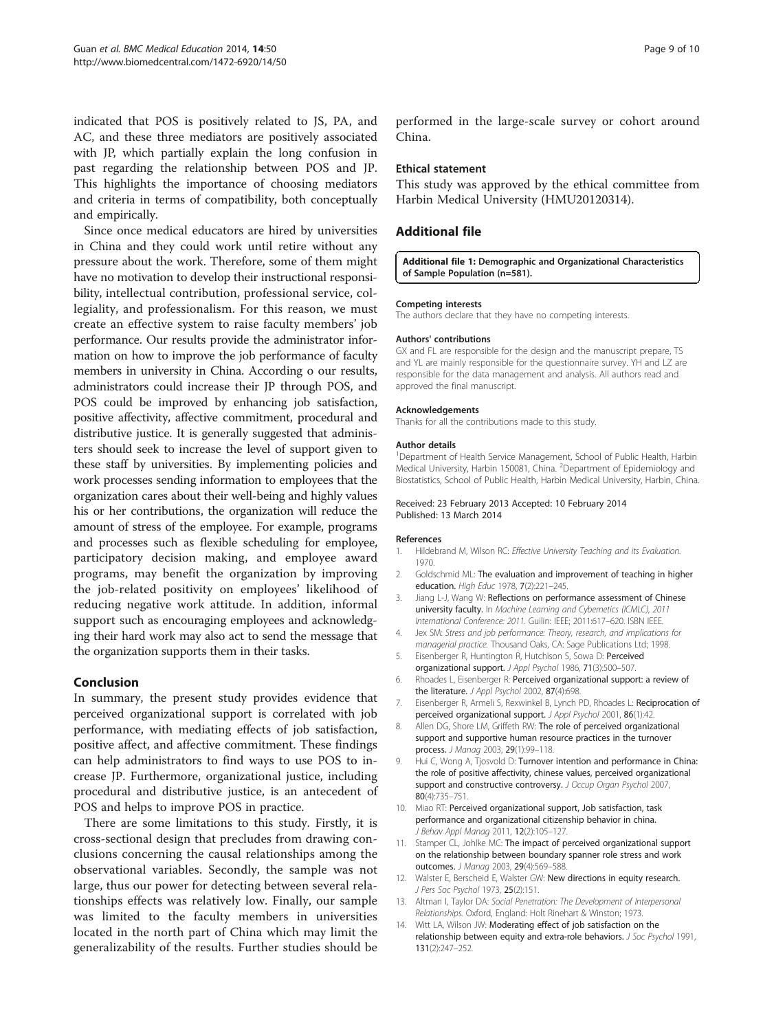indicated that POS is positively related to JS, PA, and AC, and these three mediators are positively associated with JP, which partially explain the long confusion in past regarding the relationship between POS and JP. This highlights the importance of choosing mediators and criteria in terms of compatibility, both conceptually and empirically.

Since once medical educators are hired by universities in China and they could work until retire without any pressure about the work. Therefore, some of them might have no motivation to develop their instructional responsibility, intellectual contribution, professional service, collegiality, and professionalism. For this reason, we must create an effective system to raise faculty members' job performance. Our results provide the administrator information on how to improve the job performance of faculty members in university in China. According o our results, administrators could increase their JP through POS, and POS could be improved by enhancing job satisfaction, positive affectivity, affective commitment, procedural and distributive justice. It is generally suggested that administers should seek to increase the level of support given to these staff by universities. By implementing policies and work processes sending information to employees that the organization cares about their well-being and highly values his or her contributions, the organization will reduce the amount of stress of the employee. For example, programs and processes such as flexible scheduling for employee, participatory decision making, and employee award programs, may benefit the organization by improving the job-related positivity on employees' likelihood of reducing negative work attitude. In addition, informal support such as encouraging employees and acknowledging their hard work may also act to send the message that the organization supports them in their tasks.

## Conclusion

In summary, the present study provides evidence that perceived organizational support is correlated with job performance, with mediating effects of job satisfaction, positive affect, and affective commitment. These findings can help administrators to find ways to use POS to increase JP. Furthermore, organizational justice, including procedural and distributive justice, is an antecedent of POS and helps to improve POS in practice.

There are some limitations to this study. Firstly, it is cross-sectional design that precludes from drawing conclusions concerning the causal relationships among the observational variables. Secondly, the sample was not large, thus our power for detecting between several relationships effects was relatively low. Finally, our sample was limited to the faculty members in universities located in the north part of China which may limit the generalizability of the results. Further studies should be performed in the large-scale survey or cohort around China.

### Ethical statement

This study was approved by the ethical committee from Harbin Medical University (HMU20120314).

## Additional file

**Additional file 1: Demographic and Organizational Characteristics of Sample Population (n=581).**

#### Competing interests

The authors declare that they have no competing interests.

#### Authors' contributions

GX and FL are responsible for the design and the manuscript prepare, TS and YL are mainly responsible for the questionnaire survey. YH and LZ are responsible for the data management and analysis. All authors read and approved the final manuscript.

#### Acknowledgements

Thanks for all the contributions made to this study.

#### Author details

[1]Department of Health Service Management, School of Public Health, Harbin Medical University, Harbin 150081, China. [2]Department of Epidemiology and Biostatistics, School of Public Health, Harbin Medical University, Harbin, China.

Received: 23 February 2013 Accepted: 10 February 2014
Published: 13 March 2014

#### References

1. Hildebrand M, Wilson RC: *Effective University Teaching and its Evaluation.* 1970.
2. Goldschmid ML: **The evaluation and improvement of teaching in higher education.** *High Educ* 1978, **7**(2):221–245.
3. Jiang L-J, Wang W: **Reflections on performance assessment of Chinese university faculty.** In *Machine Learning and Cybernetics (ICMLC), 2011 International Conference: 2011.* Guilin: IEEE; 2011:617–620. ISBN IEEE.
4. Jex SM: *Stress and job performance: Theory, research, and implications for managerial practice.* Thousand Oaks, CA: Sage Publications Ltd; 1998.
5. Eisenberger R, Huntington R, Hutchison S, Sowa D: **Perceived organizational support.** *J Appl Psychol* 1986, **71**(3):500–507.
6. Rhoades L, Eisenberger R: **Perceived organizational support: a review of the literature.** *J Appl Psychol* 2002, **87**(4):698.
7. Eisenberger R, Armeli S, Rexwinkel B, Lynch PD, Rhoades L: **Reciprocation of perceived organizational support.** *J Appl Psychol* 2001, **86**(1):42.
8. Allen DG, Shore LM, Griffeth RW: **The role of perceived organizational support and supportive human resource practices in the turnover process.** *J Manag* 2003, **29**(1):99–118.
9. Hui C, Wong A, Tjosvold D: **Turnover intention and performance in China: the role of positive affectivity, chinese values, perceived organizational support and constructive controversy.** *J Occup Organ Psychol* 2007, **80**(4):735–751.
10. Miao RT: **Perceived organizational support, Job satisfaction, task performance and organizational citizenship behavior in china.** *J Behav Appl Manag* 2011, **12**(2):105–127.
11. Stamper CL, Johlke MC: **The impact of perceived organizational support on the relationship between boundary spanner role stress and work outcomes.** *J Manag* 2003, **29**(4):569–588.
12. Walster E, Berscheid E, Walster GW: **New directions in equity research.** *J Pers Soc Psychol* 1973, **25**(2):151.
13. Altman I, Taylor DA: *Social Penetration: The Development of Interpersonal Relationships.* Oxford, England: Holt Rinehart & Winston; 1973.
14. Witt LA, Wilson JW: **Moderating effect of job satisfaction on the relationship between equity and extra-role behaviors.** *J Soc Psychol* 1991, **131**(2):247–252.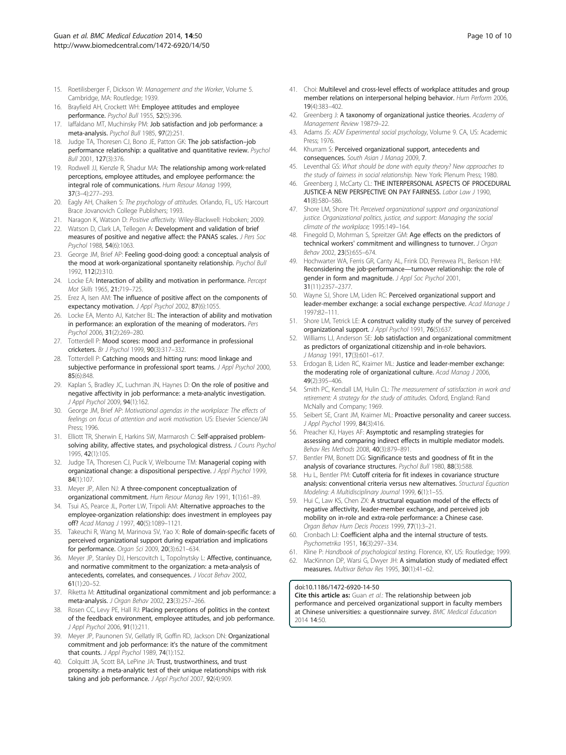15. Roetlisberger F, Dickson W: *Management and the Worker*, Volume 5. Cambridge, MA: Routledge; 1939.
16. Brayfield AH, Crockett WH: **Employee attitudes and employee performance.** *Psychol Bull* 1955, **52**(5):396.
17. Iaffaldano MT, Muchinsky PM: **Job satisfaction and job performance: a meta-analysis.** *Psychol Bull* 1985, **97**(2):251.
18. Judge TA, Thoresen CJ, Bono JE, Patton GK: **The job satisfaction–job performance relationship: a qualitative and quantitative review.** *Psychol Bull* 2001, **127**(3):376.
19. Rodwell JJ, Kienzle R, Shadur MA: **The relationship among work-related perceptions, employee attitudes, and employee performance: the integral role of communications.** *Hum Resour Manag* 1999, **37**(3–4):277–293.
20. Eagly AH, Chaiken S: *The psychology of attitudes.* Orlando, FL, US: Harcourt Brace Jovanovich College Publishers; 1993.
21. Naragon K, Watson D: *Positive affectivity.* Wiley-Blackwell: Hoboken; 2009.
22. Watson D, Clark LA, Tellegen A: **Development and validation of brief measures of positive and negative affect: the PANAS scales.** *J Pers Soc Psychol* 1988, **54**(6):1063.
23. George JM, Brief AP: **Feeling good-doing good: a conceptual analysis of the mood at work-organizational spontaneity relationship.** *Psychol Bull* 1992, **112**(2):310.
24. Locke EA: **Interaction of ability and motivation in performance.** *Percept Mot Skills* 1965, **21**:719–725.
25. Erez A, Isen AM: **The influence of positive affect on the components of expectancy motivation.** *J Appl Psychol* 2002, **87**(6):1055.
26. Locke EA, Mento AJ, Katcher BL: **The interaction of ability and motivation in performance: an exploration of the meaning of moderators.** *Pers Psychol* 2006, **31**(2):269–280.
27. Totterdell P: **Mood scores: mood and performance in professional cricketers.** *Br J Psychol* 1999, **90**(3):317–332.
28. Totterdell P: **Catching moods and hitting runs: mood linkage and subjective performance in professional sport teams.** *J Appl Psychol* 2000, **85**(6):848.
29. Kaplan S, Bradley JC, Luchman JN, Haynes D: **On the role of positive and negative affectivity in job performance: a meta-analytic investigation.** *J Appl Psychol* 2009, **94**(1):162.
30. George JM, Brief AP: *Motivational agendas in the workplace: The effects of feelings on focus of attention and work motivation.* US: Elsevier Science/JAI Press; 1996.
31. Elliott TR, Sherwin E, Harkins SW, Marmarosh C: **Self-appraised problem-solving ability, affective states, and psychological distress.** *J Couns Psychol* 1995, **42**(1):105.
32. Judge TA, Thoresen CJ, Pucik V, Welbourne TM: **Managerial coping with organizational change: a dispositional perspective.** *J Appl Psychol* 1999, **84**(1):107.
33. Meyer JP, Allen NJ: **A three-component conceptualization of organizational commitment.** *Hum Resour Manag Rev* 1991, **1**(1):61–89.
34. Tsui AS, Pearce JL, Porter LW, Tripoli AM: **Alternative approaches to the employee-organization relationship: does investment in employees pay off?** *Acad Manag J* 1997, **40**(5):1089–1121.
35. Takeuchi R, Wang M, Marinova SV, Yao X: **Role of domain-specific facets of perceived organizational support during expatriation and implications for performance.** *Organ Sci* 2009, **20**(3):621–634.
36. Meyer JP, Stanley DJ, Herscovitch L, Topolnytsky L: **Affective, continuance, and normative commitment to the organization: a meta-analysis of antecedents, correlates, and consequences.** *J Vocat Behav* 2002, **61**(1):20–52.
37. Riketta M: **Attitudinal organizational commitment and job performance: a meta-analysis.** *J Organ Behav* 2002, **23**(3):257–266.
38. Rosen CC, Levy PE, Hall RJ: **Placing perceptions of politics in the context of the feedback environment, employee attitudes, and job performance.** *J Appl Psychol* 2006, **91**(1):211.
39. Meyer JP, Paunonen SV, Gellatly IR, Goffin RD, Jackson DN: **Organizational commitment and job performance: it's the nature of the commitment that counts.** *J Appl Psychol* 1989, **74**(1):152.
40. Colquitt JA, Scott BA, LePine JA: **Trust, trustworthiness, and trust propensity: a meta-analytic test of their unique relationships with risk taking and job performance.** *J Appl Psychol* 2007, **92**(4):909.
41. Choi: **Multilevel and cross-level effects of workplace attitudes and group member relations on interpersonal helping behavior.** *Hum Perform* 2006, **19**(4):383–402.
42. Greenberg J: **A taxonomy of organizational justice theories.** *Academy of Management Review* 1987:9–22.
43. Adams JS: *ADV Experimental social psychology*, Volume 9. CA, US: Academic Press; 1976.
44. Khurram S: **Perceived organizational support, antecedents and consequences.** *South Asian J Manag* 2009, **7**.
45. Leventhal GS: *What should be done with equity theory? New approaches to the study of fairness in social relationship.* New York: Plenum Press; 1980.
46. Greenberg J, McCarty CL: **THE INTERPERSONAL ASPECTS OF PROCEDURAL JUSTICE-A NEW PERSPECTIVE ON PAY FAIRNESS.** *Labor Law J* 1990, **41**(8):580–586.
47. Shore LM, Shore TH: *Perceived organizational support and organizational justice. Organizational politics, justice, and support: Managing the social climate of the workplace*; 1995:149–164.
48. Finegold D, Mohrman S, Spreitzer GM: **Age effects on the predictors of technical workers' commitment and willingness to turnover.** *J Organ Behav* 2002, **23**(5):655–674.
49. Hochwarter WA, Ferris GR, Canty AL, Frink DD, Perrewea PL, Berkson HM: **Reconsidering the job-performance—turnover relationship: the role of gender in form and magnitude.** *J Appl Soc Psychol* 2001, **31**(11):2357–2377.
50. Wayne SJ, Shore LM, Liden RC: **Perceived organizational support and leader-member exchange: a social exchange perspective.** *Acad Manage J* 1997:82–111.
51. Shore LM, Tetrick LE: **A construct validity study of the survey of perceived organizational support.** *J Appl Psychol* 1991, **76**(5):637.
52. Williams LJ, Anderson SE: **Job satisfaction and organizational commitment as predictors of organizational citizenship and in-role behaviors.** *J Manag* 1991, **17**(3):601–617.
53. Erdogan B, Liden RC, Kraimer ML: **Justice and leader-member exchange: the moderating role of organizational culture.** *Acad Manag J* 2006, **49**(2):395–406.
54. Smith PC, Kendall LM, Hulin CL: *The measurement of satisfaction in work and retirement: A strategy for the study of attitudes.* Oxford, England: Rand McNally and Company; 1969.
55. Seibert SE, Crant JM, Kraimer ML: **Proactive personality and career success.** *J Appl Psychol* 1999, **84**(3):416.
56. Preacher KJ, Hayes AF: **Asymptotic and resampling strategies for assessing and comparing indirect effects in multiple mediator models.** *Behav Res Methods* 2008, **40**(3):879–891.
57. Bentler PM, Bonett DG: **Significance tests and goodness of fit in the analysis of covariance structures.** *Psychol Bull* 1980, **88**(3):588.
58. Hu L, Bentler PM: **Cutoff criteria for fit indexes in covariance structure analysis: conventional criteria versus new alternatives.** *Structural Equation Modeling: A Multidisciplinary Journal* 1999, **6**(1):1–55.
59. Hui C, Law KS, Chen ZX: **A structural equation model of the effects of negative affectivity, leader-member exchange, and perceived job mobility on in-role and extra-role performance: a Chinese case.** *Organ Behav Hum Decis Process* 1999, **77**(1):3–21.
60. Cronbach LJ: **Coefficient alpha and the internal structure of tests.** *Psychometrika* 1951, **16**(3):297–334.
61. Kline P: *Handbook of psychological testing.* Florence, KY, US: Routledge; 1999.
62. MacKinnon DP, Warsi G, Dwyer JH: **A simulation study of mediated effect measures.** *Multivar Behav Res* 1995, **30**(1):41–62.

doi:10.1186/1472-6920-14-50

**Cite this article as:** Guan *et al.*: The relationship between job performance and perceived organizational support in faculty members at Chinese universities: a questionnaire survey. *BMC Medical Education* 2014 **14**:50.